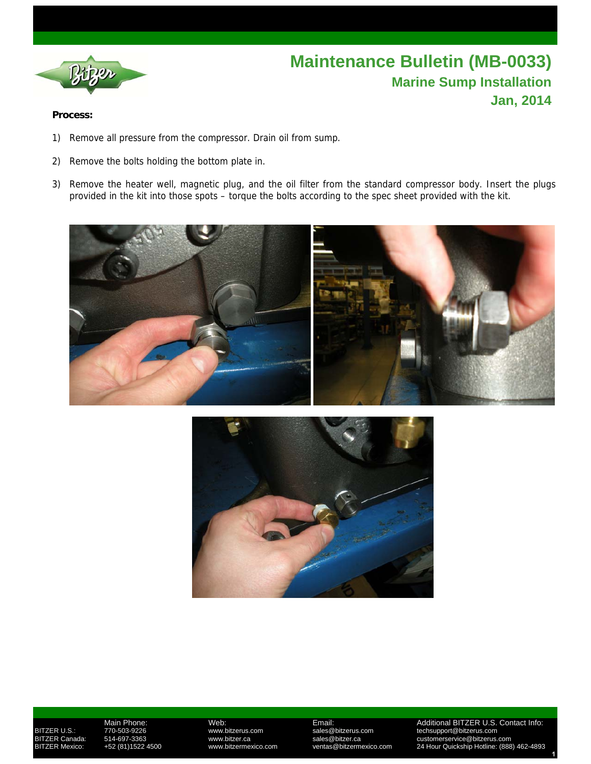# Maintenance Bulletin (MB-0033)

## Marine Sump Installation

### Jan, 2014

**Process:**

1) Remove all pressure from the compressor. Drain oil from sump.

2) Remove the bolts holding the bottom plate in.

3) Remove the heater well, magnetic plug, and the oil filter from the standard compressor body. Insert the plugs provided in the kit into those spots – torque the bolts according to the spec sheet provided with the kit.

| | Main Phone: | Web: | Email: | Additional BITZER U.S. Contact Info: |
|---|---|---|---|---|
| BITZER U.S.: | 770-503-9226 | www.bitzerus.com | sales@bitzerus.com | techsupport@bitzerus.com |
| BITZER Canada: | 514-697-3363 | www.bitzer.ca | sales@bitzer.ca | customerservice@bitzerus.com |
| BITZER Mexico: | +52 (81)1522 4500 | www.bitzermexico.com | ventas@bitzermexico.com | 24 Hour Quickship Hotline: (888) 462-4893 |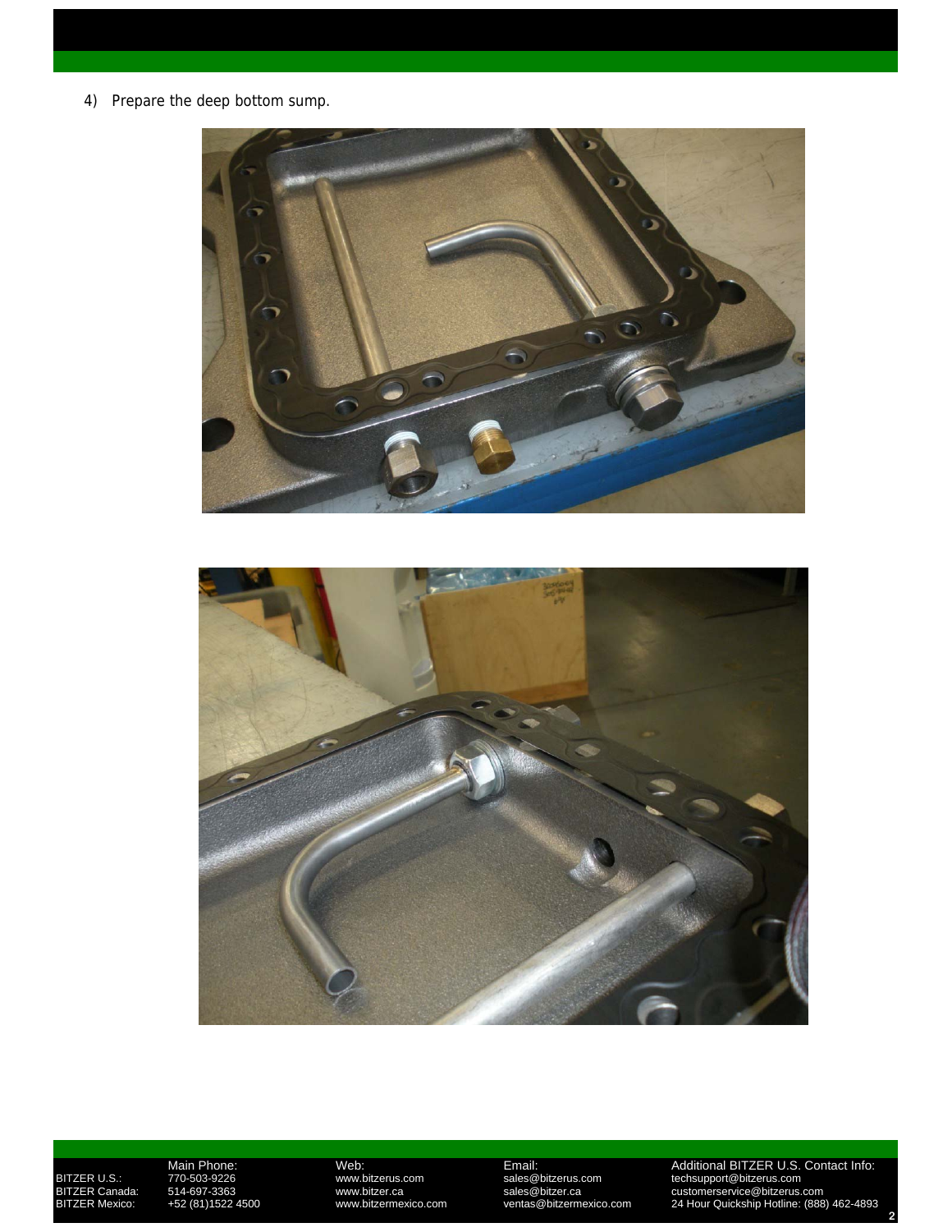4) Prepare the deep bottom sump.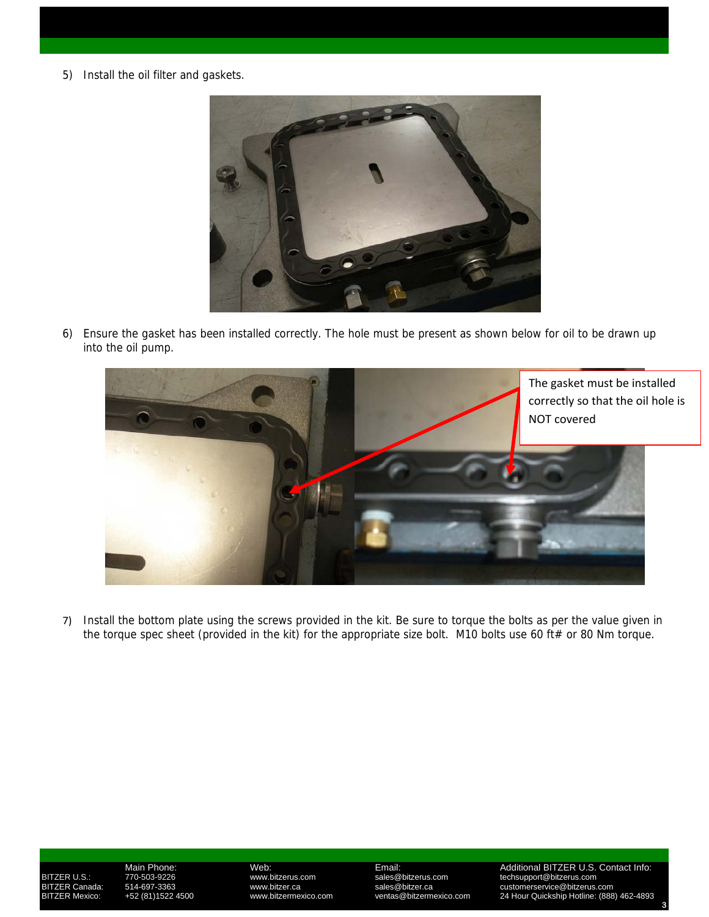5) Install the oil filter and gaskets.

6) Ensure the gasket has been installed correctly. The hole must be present as shown below for oil to be drawn up into the oil pump.

The gasket must be installed correctly so that the oil hole is NOT covered

7) Install the bottom plate using the screws provided in the kit. Be sure to torque the bolts as per the value given in the torque spec sheet (provided in the kit) for the appropriate size bolt. M10 bolts use 60 ft# or 80 Nm torque.

| | Main Phone: | Web: | Email: | Additional BITZER U.S. Contact Info: |
|---|---|---|---|---|
| BITZER U.S.: | 770-503-9226 | www.bitzerus.com | sales@bitzerus.com | techsupport@bitzerus.com |
| BITZER Canada: | 514-697-3363 | www.bitzer.ca | sales@bitzer.ca | customerservice@bitzerus.com |
| BITZER Mexico: | +52 (81)1522 4500 | www.bitzermexico.com | ventas@bitzermexico.com | 24 Hour Quickship Hotline: (888) 462-4893 |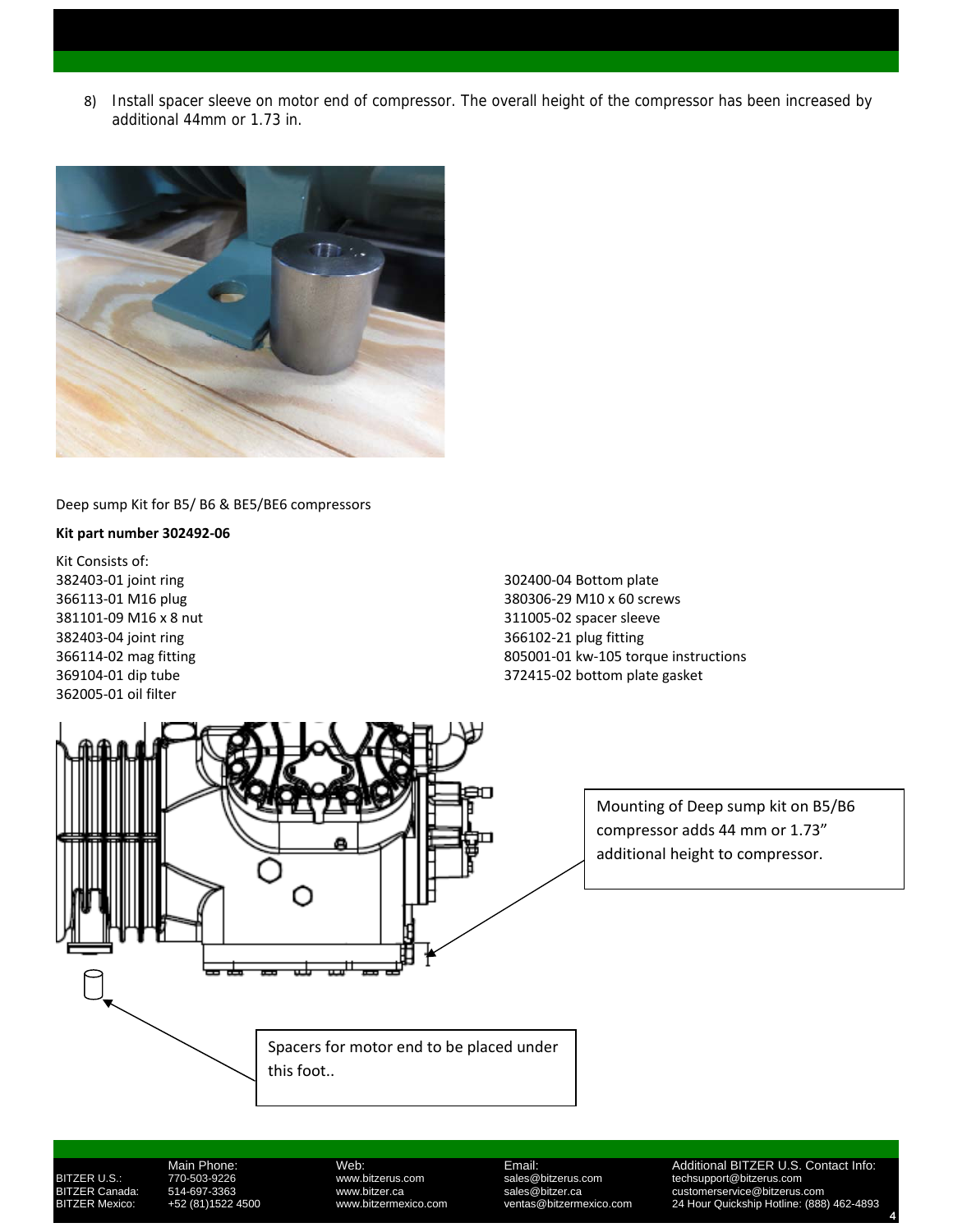8) Install spacer sleeve on motor end of compressor. The overall height of the compressor has been increased by additional 44mm or 1.73 in.

Deep sump Kit for B5/ B6 & BE5/BE6 compressors

**Kit part number 302492-06**

Kit Consists of:

382403-01 joint ring
366113-01 M16 plug
381101-09 M16 x 8 nut
382403-04 joint ring
366114-02 mag fitting
369104-01 dip tube
362005-01 oil filter
302400-04 Bottom plate
380306-29 M10 x 60 screws
311005-02 spacer sleeve
366102-21 plug fitting
805001-01 kw-105 torque instructions
372415-02 bottom plate gasket

Mounting of Deep sump kit on B5/B6 compressor adds 44 mm or 1.73" additional height to compressor.

Spacers for motor end to be placed under this foot..

| | Main Phone: | Web: | Email: | Additional BITZER U.S. Contact Info: |
|---|---|---|---|---|
| BITZER U.S.: | 770-503-9226 | www.bitzerus.com | sales@bitzerus.com | techsupport@bitzerus.com |
| BITZER Canada: | 514-697-3363 | www.bitzer.ca | sales@bitzer.ca | customerservice@bitzerus.com |
| BITZER Mexico: | +52 (81)1522 4500 | www.bitzermexico.com | ventas@bitzermexico.com | 24 Hour Quickship Hotline: (888) 462-4893 |